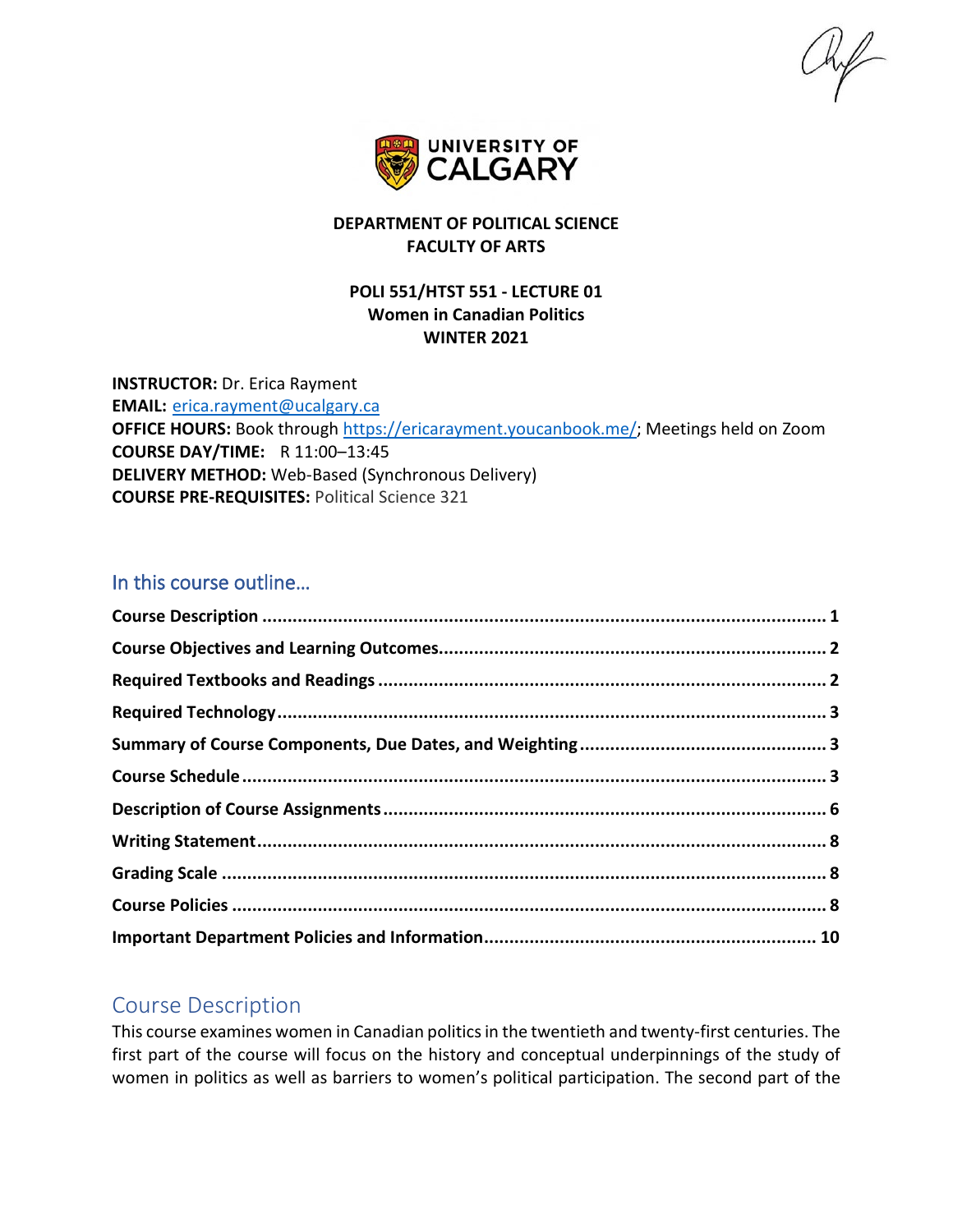**DEPARTMENT OF POLITICAL SCIENCE**
**FACULTY OF ARTS**

**POLI 551/HTST 551 - LECTURE 01**
**Women in Canadian Politics**
**WINTER 2021**

**INSTRUCTOR:** Dr. Erica Rayment
**EMAIL:** erica.rayment@ucalgary.ca
**OFFICE HOURS:** Book through https://ericarayment.youcanbook.me/; Meetings held on Zoom
**COURSE DAY/TIME:** R 11:00–13:45
**DELIVERY METHOD:** Web-Based (Synchronous Delivery)
**COURSE PRE-REQUISITES:** Political Science 321

## In this course outline…

- **Course Description** ........ 1
- **Course Objectives and Learning Outcomes** ........ 2
- **Required Textbooks and Readings** ........ 2
- **Required Technology** ........ 3
- **Summary of Course Components, Due Dates, and Weighting** ........ 3
- **Course Schedule** ........ 3
- **Description of Course Assignments** ........ 6
- **Writing Statement** ........ 8
- **Grading Scale** ........ 8
- **Course Policies** ........ 8
- **Important Department Policies and Information** ........ 10

## Course Description

This course examines women in Canadian politics in the twentieth and twenty-first centuries. The first part of the course will focus on the history and conceptual underpinnings of the study of women in politics as well as barriers to women's political participation. The second part of the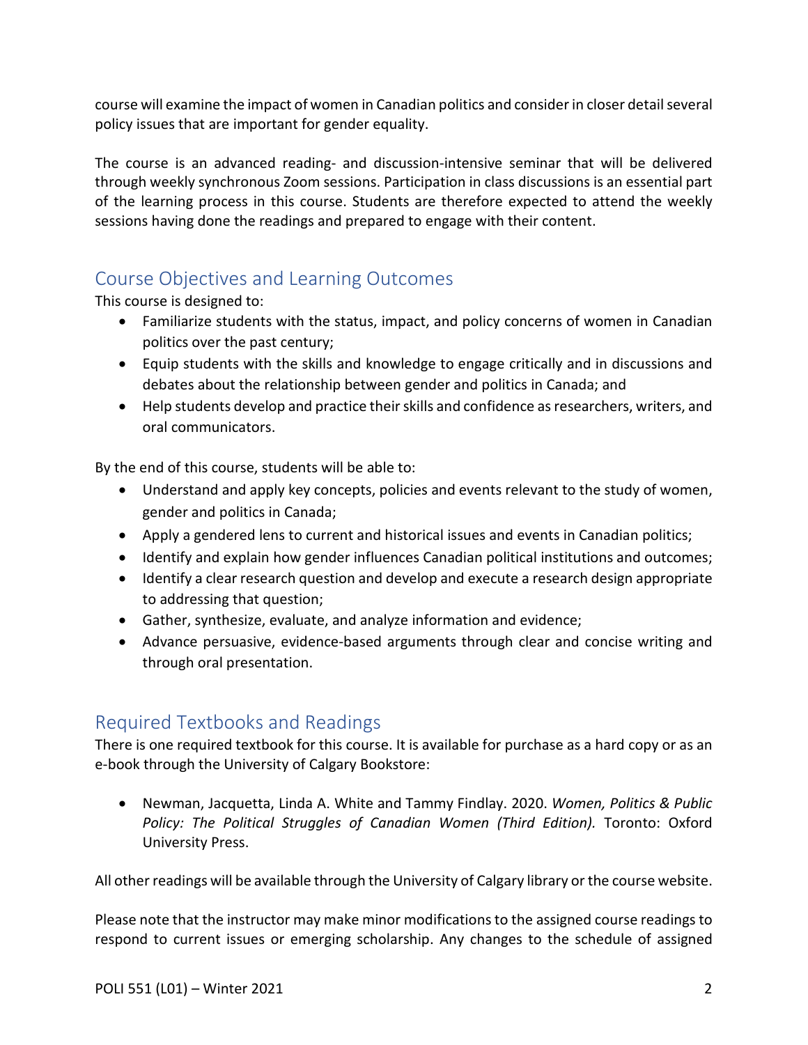course will examine the impact of women in Canadian politics and consider in closer detail several policy issues that are important for gender equality.

The course is an advanced reading- and discussion-intensive seminar that will be delivered through weekly synchronous Zoom sessions. Participation in class discussions is an essential part of the learning process in this course. Students are therefore expected to attend the weekly sessions having done the readings and prepared to engage with their content.

## Course Objectives and Learning Outcomes

This course is designed to:

- Familiarize students with the status, impact, and policy concerns of women in Canadian politics over the past century;
- Equip students with the skills and knowledge to engage critically and in discussions and debates about the relationship between gender and politics in Canada; and
- Help students develop and practice their skills and confidence as researchers, writers, and oral communicators.

By the end of this course, students will be able to:

- Understand and apply key concepts, policies and events relevant to the study of women, gender and politics in Canada;
- Apply a gendered lens to current and historical issues and events in Canadian politics;
- Identify and explain how gender influences Canadian political institutions and outcomes;
- Identify a clear research question and develop and execute a research design appropriate to addressing that question;
- Gather, synthesize, evaluate, and analyze information and evidence;
- Advance persuasive, evidence-based arguments through clear and concise writing and through oral presentation.

## Required Textbooks and Readings

There is one required textbook for this course. It is available for purchase as a hard copy or as an e-book through the University of Calgary Bookstore:

- Newman, Jacquetta, Linda A. White and Tammy Findlay. 2020. *Women, Politics & Public Policy: The Political Struggles of Canadian Women (Third Edition).* Toronto: Oxford University Press.

All other readings will be available through the University of Calgary library or the course website.

Please note that the instructor may make minor modifications to the assigned course readings to respond to current issues or emerging scholarship. Any changes to the schedule of assigned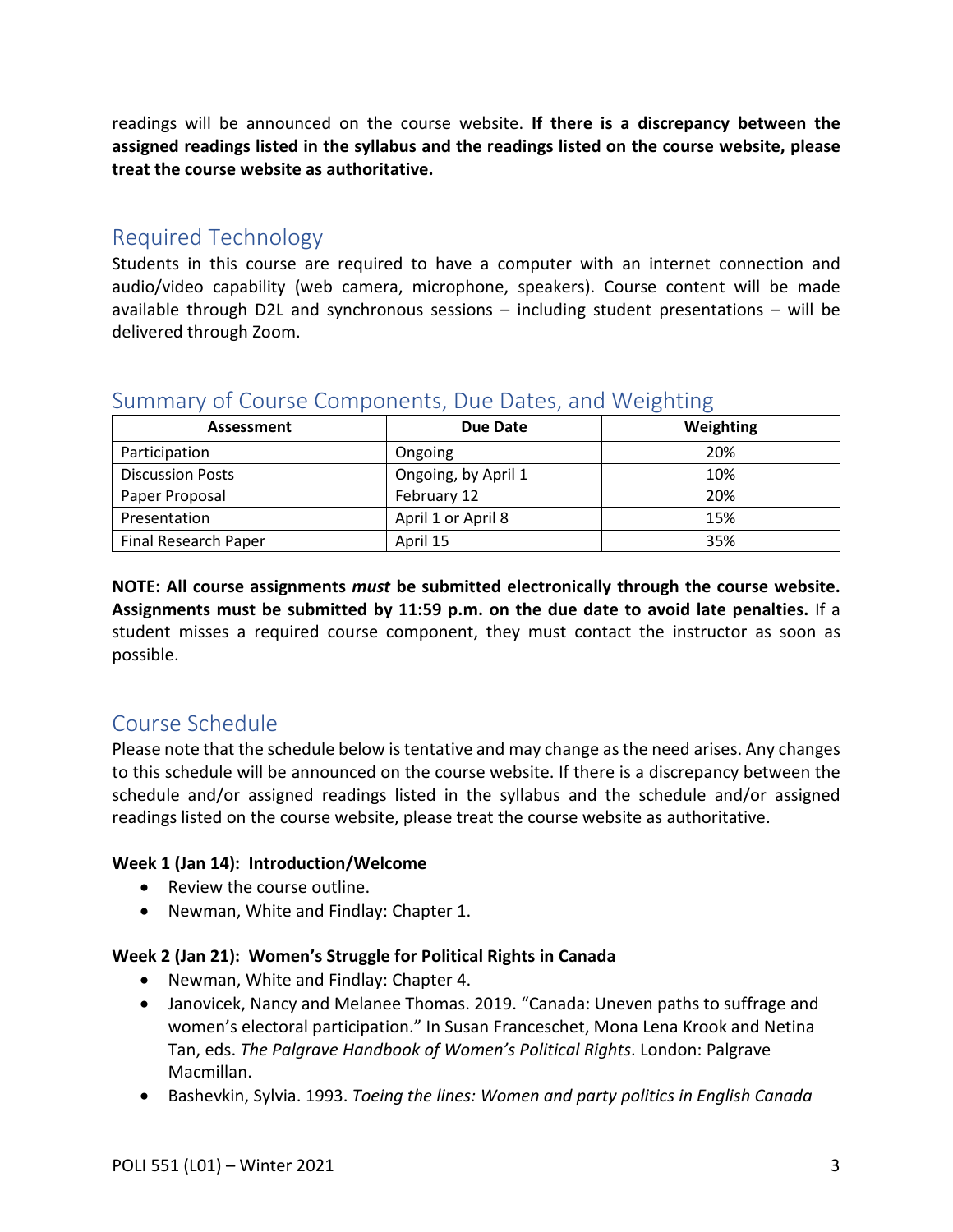readings will be announced on the course website. **If there is a discrepancy between the assigned readings listed in the syllabus and the readings listed on the course website, please treat the course website as authoritative.**

## Required Technology

Students in this course are required to have a computer with an internet connection and audio/video capability (web camera, microphone, speakers). Course content will be made available through D2L and synchronous sessions – including student presentations – will be delivered through Zoom.

## Summary of Course Components, Due Dates, and Weighting

| Assessment | Due Date | Weighting |
|---|---|---|
| Participation | Ongoing | 20% |
| Discussion Posts | Ongoing, by April 1 | 10% |
| Paper Proposal | February 12 | 20% |
| Presentation | April 1 or April 8 | 15% |
| Final Research Paper | April 15 | 35% |

**NOTE: All course assignments *must* be submitted electronically through the course website. Assignments must be submitted by 11:59 p.m. on the due date to avoid late penalties.** If a student misses a required course component, they must contact the instructor as soon as possible.

## Course Schedule

Please note that the schedule below is tentative and may change as the need arises. Any changes to this schedule will be announced on the course website. If there is a discrepancy between the schedule and/or assigned readings listed in the syllabus and the schedule and/or assigned readings listed on the course website, please treat the course website as authoritative.

**Week 1 (Jan 14): Introduction/Welcome**

- Review the course outline.
- Newman, White and Findlay: Chapter 1.

**Week 2 (Jan 21): Women's Struggle for Political Rights in Canada**

- Newman, White and Findlay: Chapter 4.
- Janovicek, Nancy and Melanee Thomas. 2019. "Canada: Uneven paths to suffrage and women's electoral participation." In Susan Franceschet, Mona Lena Krook and Netina Tan, eds. *The Palgrave Handbook of Women's Political Rights*. London: Palgrave Macmillan.
- Bashevkin, Sylvia. 1993. *Toeing the lines: Women and party politics in English Canada*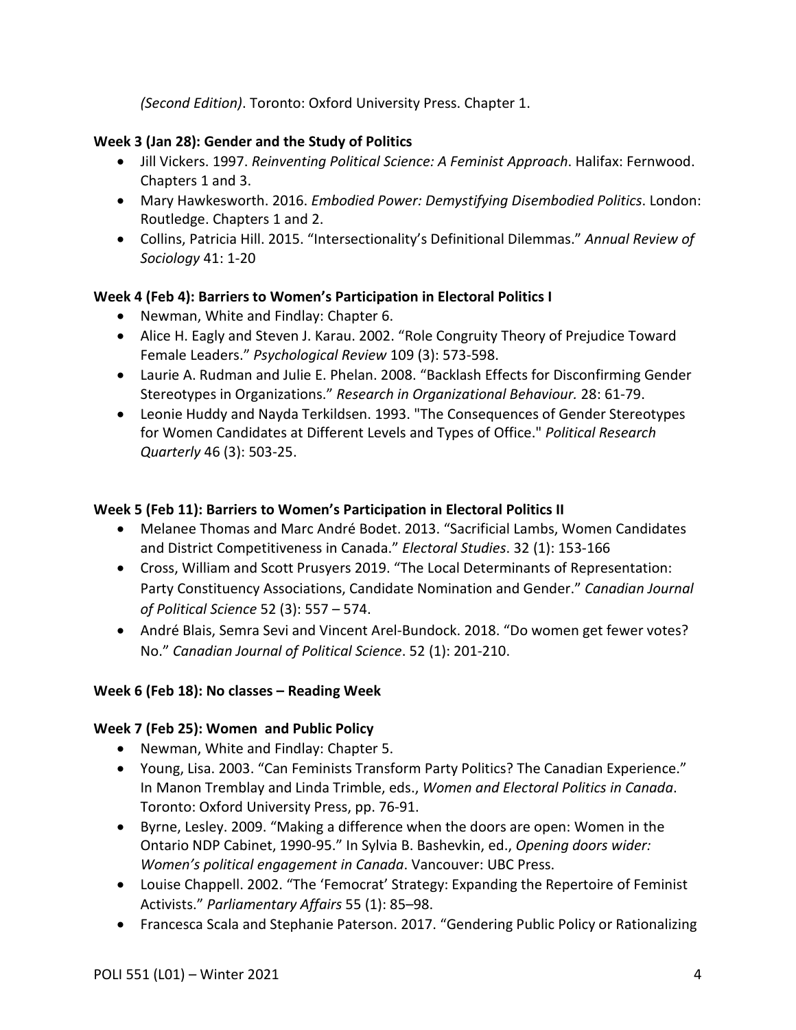*(Second Edition)*. Toronto: Oxford University Press. Chapter 1.

**Week 3 (Jan 28): Gender and the Study of Politics**

- Jill Vickers. 1997. *Reinventing Political Science: A Feminist Approach*. Halifax: Fernwood. Chapters 1 and 3.
- Mary Hawkesworth. 2016. *Embodied Power: Demystifying Disembodied Politics*. London: Routledge. Chapters 1 and 2.
- Collins, Patricia Hill. 2015. "Intersectionality's Definitional Dilemmas." *Annual Review of Sociology* 41: 1-20

**Week 4 (Feb 4): Barriers to Women's Participation in Electoral Politics I**

- Newman, White and Findlay: Chapter 6.
- Alice H. Eagly and Steven J. Karau. 2002. "Role Congruity Theory of Prejudice Toward Female Leaders." *Psychological Review* 109 (3): 573-598.
- Laurie A. Rudman and Julie E. Phelan. 2008. "Backlash Effects for Disconfirming Gender Stereotypes in Organizations." *Research in Organizational Behaviour.* 28: 61-79.
- Leonie Huddy and Nayda Terkildsen. 1993. "The Consequences of Gender Stereotypes for Women Candidates at Different Levels and Types of Office." *Political Research Quarterly* 46 (3): 503-25.

**Week 5 (Feb 11): Barriers to Women's Participation in Electoral Politics II**

- Melanee Thomas and Marc André Bodet. 2013. "Sacrificial Lambs, Women Candidates and District Competitiveness in Canada." *Electoral Studies*. 32 (1): 153-166
- Cross, William and Scott Prusyers 2019. "The Local Determinants of Representation: Party Constituency Associations, Candidate Nomination and Gender." *Canadian Journal of Political Science* 52 (3): 557 – 574.
- André Blais, Semra Sevi and Vincent Arel-Bundock. 2018. "Do women get fewer votes? No." *Canadian Journal of Political Science*. 52 (1): 201-210.

**Week 6 (Feb 18): No classes – Reading Week**

**Week 7 (Feb 25): Women and Public Policy**

- Newman, White and Findlay: Chapter 5.
- Young, Lisa. 2003. "Can Feminists Transform Party Politics? The Canadian Experience." In Manon Tremblay and Linda Trimble, eds., *Women and Electoral Politics in Canada*. Toronto: Oxford University Press, pp. 76-91.
- Byrne, Lesley. 2009. "Making a difference when the doors are open: Women in the Ontario NDP Cabinet, 1990-95." In Sylvia B. Bashevkin, ed., *Opening doors wider: Women's political engagement in Canada*. Vancouver: UBC Press.
- Louise Chappell. 2002. "The 'Femocrat' Strategy: Expanding the Repertoire of Feminist Activists." *Parliamentary Affairs* 55 (1): 85–98.
- Francesca Scala and Stephanie Paterson. 2017. "Gendering Public Policy or Rationalizing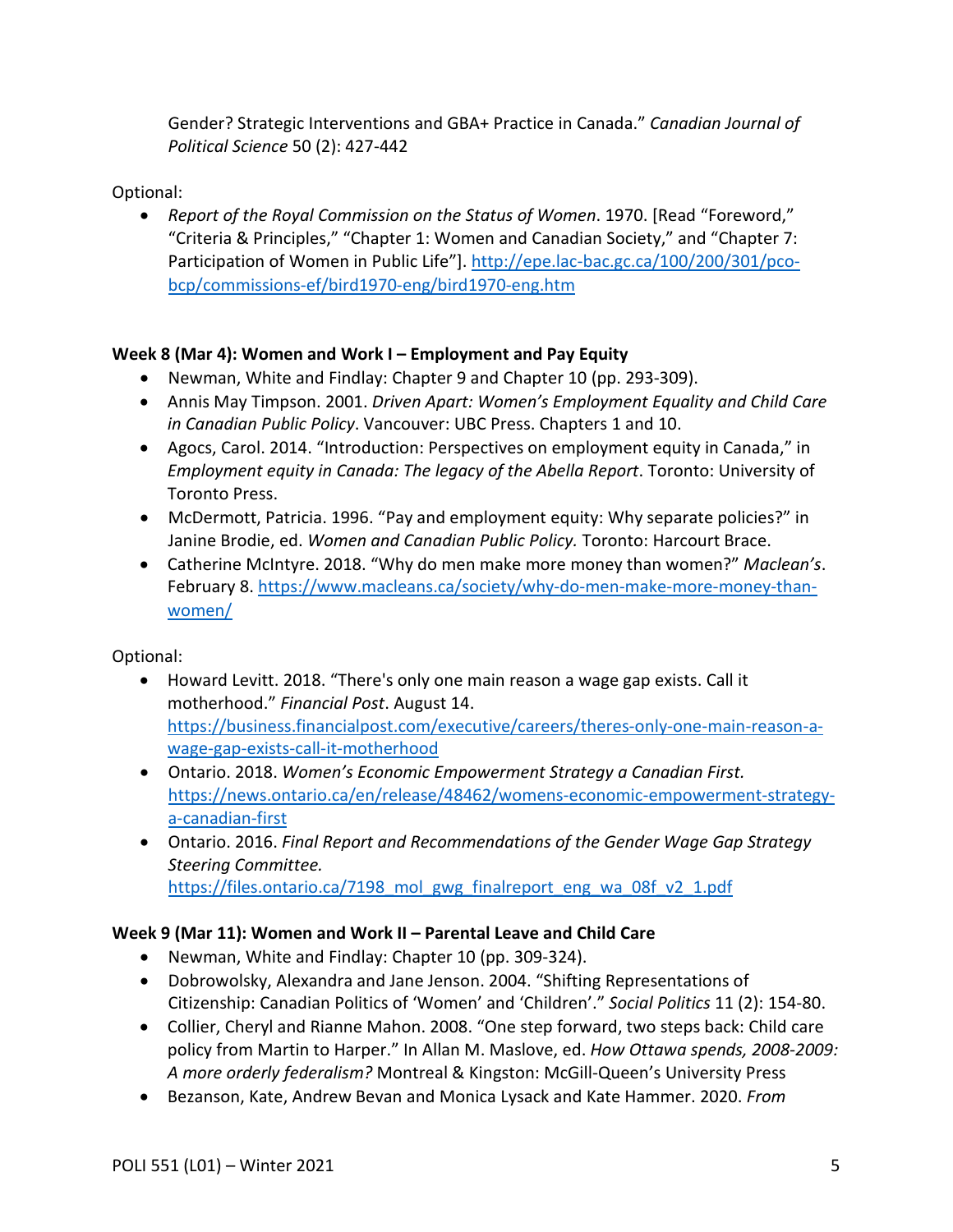Gender? Strategic Interventions and GBA+ Practice in Canada." *Canadian Journal of Political Science* 50 (2): 427-442

Optional:

- *Report of the Royal Commission on the Status of Women*. 1970. [Read "Foreword," "Criteria & Principles," "Chapter 1: Women and Canadian Society," and "Chapter 7: Participation of Women in Public Life"]. http://epe.lac-bac.gc.ca/100/200/301/pco-bcp/commissions-ef/bird1970-eng/bird1970-eng.htm

**Week 8 (Mar 4): Women and Work I – Employment and Pay Equity**

- Newman, White and Findlay: Chapter 9 and Chapter 10 (pp. 293-309).
- Annis May Timpson. 2001. *Driven Apart: Women's Employment Equality and Child Care in Canadian Public Policy*. Vancouver: UBC Press. Chapters 1 and 10.
- Agocs, Carol. 2014. "Introduction: Perspectives on employment equity in Canada," in *Employment equity in Canada: The legacy of the Abella Report*. Toronto: University of Toronto Press.
- McDermott, Patricia. 1996. "Pay and employment equity: Why separate policies?" in Janine Brodie, ed. *Women and Canadian Public Policy.* Toronto: Harcourt Brace.
- Catherine McIntyre. 2018. "Why do men make more money than women?" *Maclean's*. February 8. https://www.macleans.ca/society/why-do-men-make-more-money-than-women/

Optional:

- Howard Levitt. 2018. "There's only one main reason a wage gap exists. Call it motherhood." *Financial Post*. August 14. https://business.financialpost.com/executive/careers/theres-only-one-main-reason-a-wage-gap-exists-call-it-motherhood
- Ontario. 2018. *Women's Economic Empowerment Strategy a Canadian First.* https://news.ontario.ca/en/release/48462/womens-economic-empowerment-strategy-a-canadian-first
- Ontario. 2016. *Final Report and Recommendations of the Gender Wage Gap Strategy Steering Committee.* https://files.ontario.ca/7198_mol_gwg_finalreport_eng_wa_08f_v2_1.pdf

**Week 9 (Mar 11): Women and Work II – Parental Leave and Child Care**

- Newman, White and Findlay: Chapter 10 (pp. 309-324).
- Dobrowolsky, Alexandra and Jane Jenson. 2004. "Shifting Representations of Citizenship: Canadian Politics of 'Women' and 'Children'." *Social Politics* 11 (2): 154-80.
- Collier, Cheryl and Rianne Mahon. 2008. "One step forward, two steps back: Child care policy from Martin to Harper." In Allan M. Maslove, ed. *How Ottawa spends, 2008-2009: A more orderly federalism?* Montreal & Kingston: McGill-Queen's University Press
- Bezanson, Kate, Andrew Bevan and Monica Lysack and Kate Hammer. 2020. *From*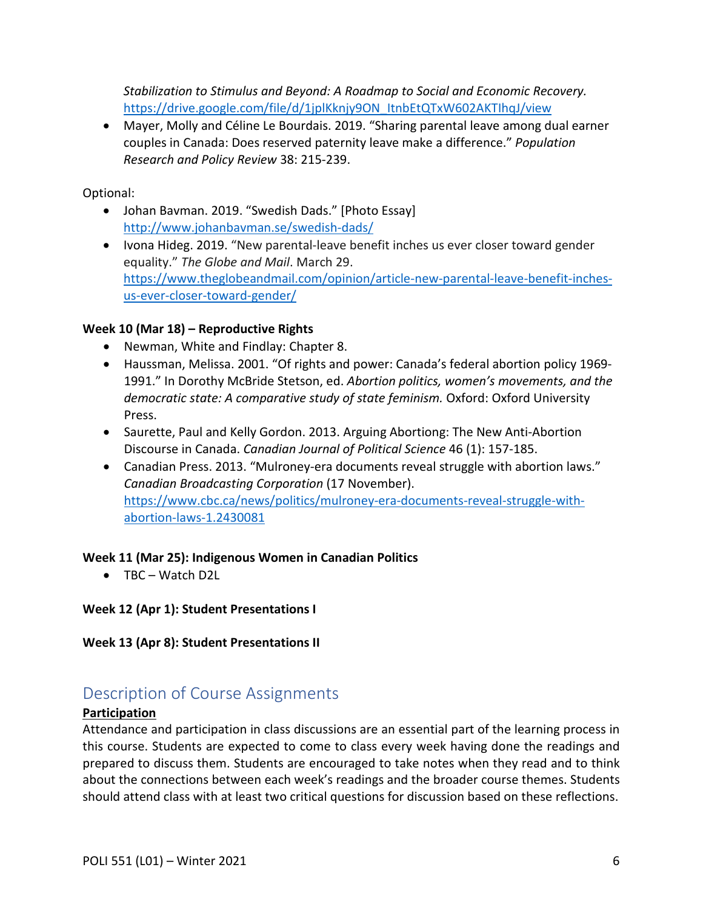*Stabilization to Stimulus and Beyond: A Roadmap to Social and Economic Recovery.* https://drive.google.com/file/d/1jplKknjy9ON_ItnbEtQTxW602AKTIhqJ/view

- Mayer, Molly and Céline Le Bourdais. 2019. "Sharing parental leave among dual earner couples in Canada: Does reserved paternity leave make a difference." *Population Research and Policy Review* 38: 215-239.

Optional:

- Johan Bavman. 2019. "Swedish Dads." [Photo Essay] http://www.johanbavman.se/swedish-dads/
- Ivona Hideg. 2019. "New parental-leave benefit inches us ever closer toward gender equality." *The Globe and Mail*. March 29. https://www.theglobeandmail.com/opinion/article-new-parental-leave-benefit-inches-us-ever-closer-toward-gender/

**Week 10 (Mar 18) – Reproductive Rights**

- Newman, White and Findlay: Chapter 8.
- Haussman, Melissa. 2001. "Of rights and power: Canada's federal abortion policy 1969-1991." In Dorothy McBride Stetson, ed. *Abortion politics, women's movements, and the democratic state: A comparative study of state feminism.* Oxford: Oxford University Press.
- Saurette, Paul and Kelly Gordon. 2013. Arguing Abortiong: The New Anti-Abortion Discourse in Canada. *Canadian Journal of Political Science* 46 (1): 157-185.
- Canadian Press. 2013. "Mulroney-era documents reveal struggle with abortion laws." *Canadian Broadcasting Corporation* (17 November). https://www.cbc.ca/news/politics/mulroney-era-documents-reveal-struggle-with-abortion-laws-1.2430081

**Week 11 (Mar 25): Indigenous Women in Canadian Politics**

- TBC – Watch D2L

**Week 12 (Apr 1): Student Presentations I**

**Week 13 (Apr 8): Student Presentations II**

## Description of Course Assignments

**Participation**

Attendance and participation in class discussions are an essential part of the learning process in this course. Students are expected to come to class every week having done the readings and prepared to discuss them. Students are encouraged to take notes when they read and to think about the connections between each week's readings and the broader course themes. Students should attend class with at least two critical questions for discussion based on these reflections.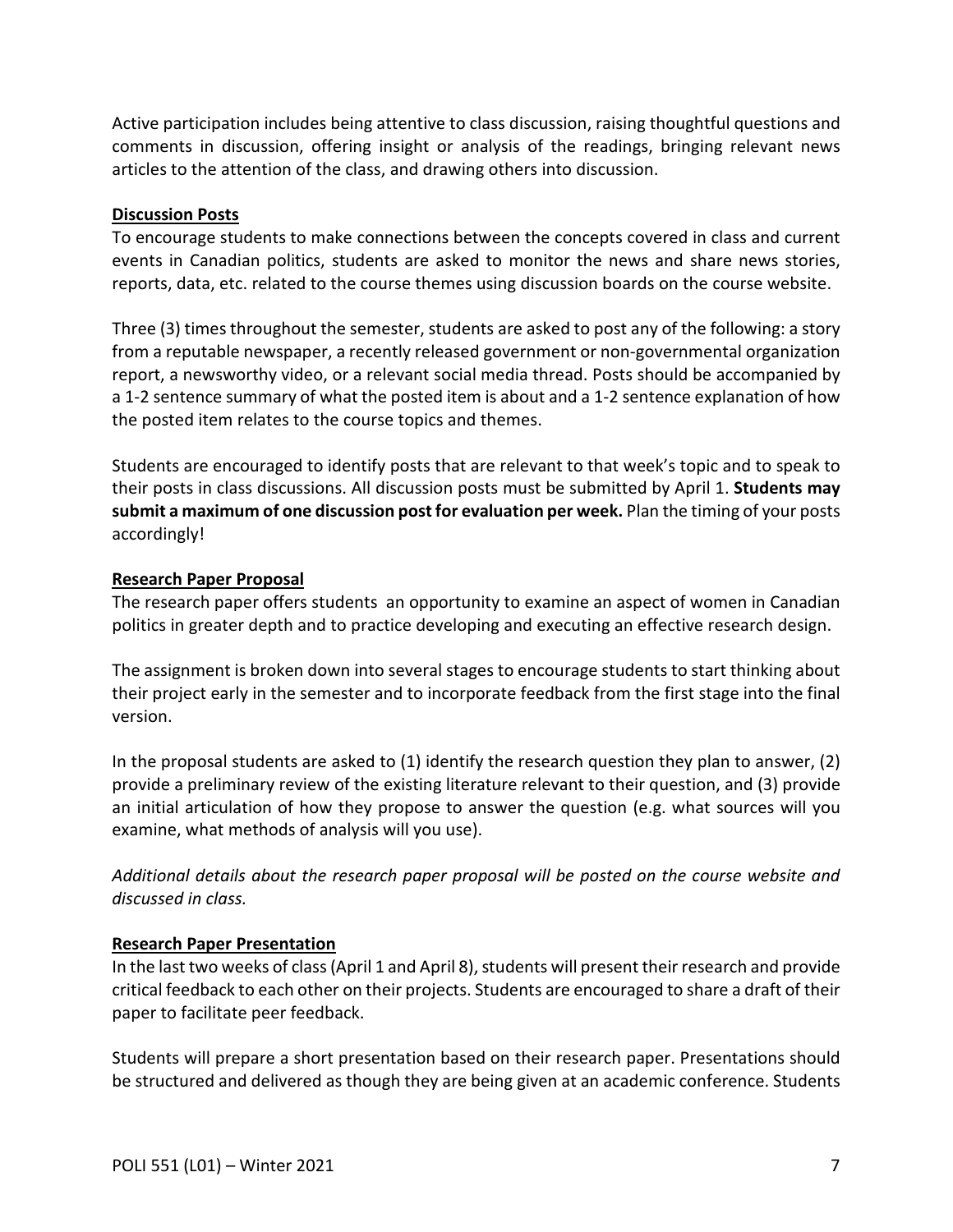Active participation includes being attentive to class discussion, raising thoughtful questions and comments in discussion, offering insight or analysis of the readings, bringing relevant news articles to the attention of the class, and drawing others into discussion.

## Discussion Posts

To encourage students to make connections between the concepts covered in class and current events in Canadian politics, students are asked to monitor the news and share news stories, reports, data, etc. related to the course themes using discussion boards on the course website.

Three (3) times throughout the semester, students are asked to post any of the following: a story from a reputable newspaper, a recently released government or non-governmental organization report, a newsworthy video, or a relevant social media thread. Posts should be accompanied by a 1-2 sentence summary of what the posted item is about and a 1-2 sentence explanation of how the posted item relates to the course topics and themes.

Students are encouraged to identify posts that are relevant to that week's topic and to speak to their posts in class discussions. All discussion posts must be submitted by April 1. **Students may submit a maximum of one discussion post for evaluation per week.** Plan the timing of your posts accordingly!

## Research Paper Proposal

The research paper offers students an opportunity to examine an aspect of women in Canadian politics in greater depth and to practice developing and executing an effective research design.

The assignment is broken down into several stages to encourage students to start thinking about their project early in the semester and to incorporate feedback from the first stage into the final version.

In the proposal students are asked to (1) identify the research question they plan to answer, (2) provide a preliminary review of the existing literature relevant to their question, and (3) provide an initial articulation of how they propose to answer the question (e.g. what sources will you examine, what methods of analysis will you use).

*Additional details about the research paper proposal will be posted on the course website and discussed in class.*

## Research Paper Presentation

In the last two weeks of class (April 1 and April 8), students will present their research and provide critical feedback to each other on their projects. Students are encouraged to share a draft of their paper to facilitate peer feedback.

Students will prepare a short presentation based on their research paper. Presentations should be structured and delivered as though they are being given at an academic conference. Students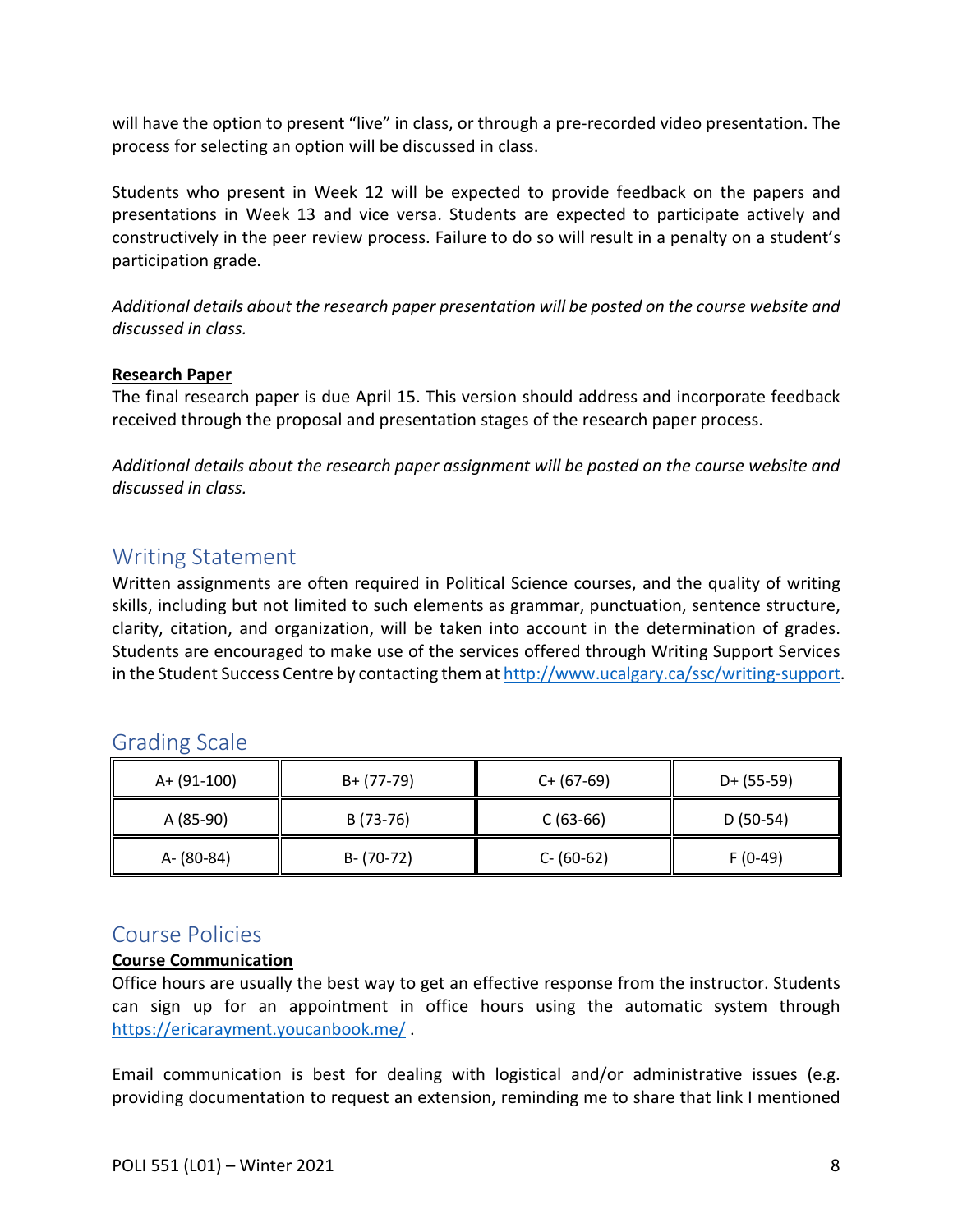will have the option to present "live" in class, or through a pre-recorded video presentation. The process for selecting an option will be discussed in class.

Students who present in Week 12 will be expected to provide feedback on the papers and presentations in Week 13 and vice versa. Students are expected to participate actively and constructively in the peer review process. Failure to do so will result in a penalty on a student's participation grade.

*Additional details about the research paper presentation will be posted on the course website and discussed in class.*

**Research Paper**

The final research paper is due April 15. This version should address and incorporate feedback received through the proposal and presentation stages of the research paper process.

*Additional details about the research paper assignment will be posted on the course website and discussed in class.*

## Writing Statement

Written assignments are often required in Political Science courses, and the quality of writing skills, including but not limited to such elements as grammar, punctuation, sentence structure, clarity, citation, and organization, will be taken into account in the determination of grades. Students are encouraged to make use of the services offered through Writing Support Services in the Student Success Centre by contacting them at http://www.ucalgary.ca/ssc/writing-support.

## Grading Scale

| A+ (91-100) | B+ (77-79) | C+ (67-69) | D+ (55-59) |
|---|---|---|---|
| A (85-90) | B (73-76) | C (63-66) | D (50-54) |
| A- (80-84) | B- (70-72) | C- (60-62) | F (0-49) |

## Course Policies

**Course Communication**

Office hours are usually the best way to get an effective response from the instructor. Students can sign up for an appointment in office hours using the automatic system through https://ericarayment.youcanbook.me/ .

Email communication is best for dealing with logistical and/or administrative issues (e.g. providing documentation to request an extension, reminding me to share that link I mentioned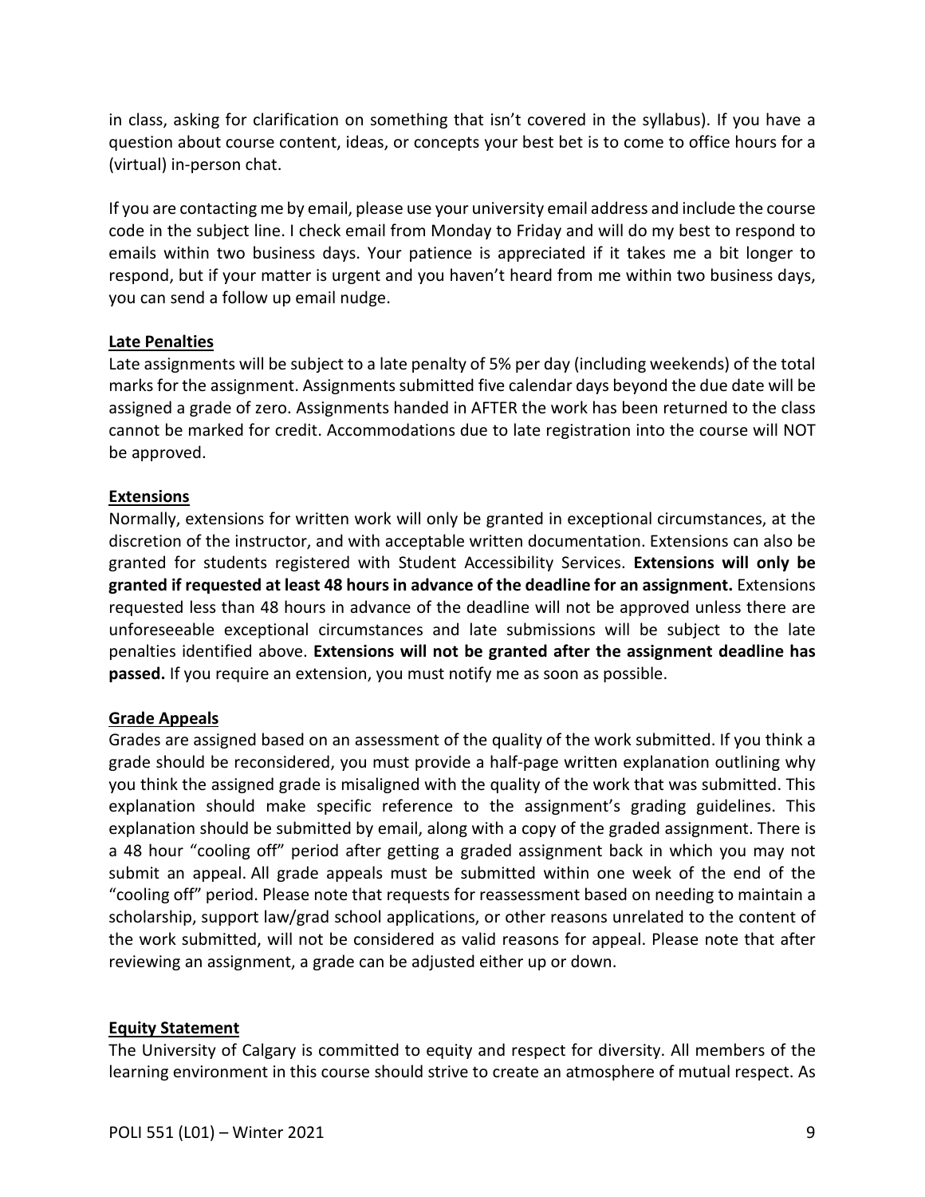in class, asking for clarification on something that isn't covered in the syllabus). If you have a question about course content, ideas, or concepts your best bet is to come to office hours for a (virtual) in-person chat.

If you are contacting me by email, please use your university email address and include the course code in the subject line. I check email from Monday to Friday and will do my best to respond to emails within two business days. Your patience is appreciated if it takes me a bit longer to respond, but if your matter is urgent and you haven't heard from me within two business days, you can send a follow up email nudge.

## Late Penalties

Late assignments will be subject to a late penalty of 5% per day (including weekends) of the total marks for the assignment. Assignments submitted five calendar days beyond the due date will be assigned a grade of zero. Assignments handed in AFTER the work has been returned to the class cannot be marked for credit. Accommodations due to late registration into the course will NOT be approved.

## Extensions

Normally, extensions for written work will only be granted in exceptional circumstances, at the discretion of the instructor, and with acceptable written documentation. Extensions can also be granted for students registered with Student Accessibility Services. **Extensions will only be granted if requested at least 48 hours in advance of the deadline for an assignment.** Extensions requested less than 48 hours in advance of the deadline will not be approved unless there are unforeseeable exceptional circumstances and late submissions will be subject to the late penalties identified above. **Extensions will not be granted after the assignment deadline has passed.** If you require an extension, you must notify me as soon as possible.

## Grade Appeals

Grades are assigned based on an assessment of the quality of the work submitted. If you think a grade should be reconsidered, you must provide a half-page written explanation outlining why you think the assigned grade is misaligned with the quality of the work that was submitted. This explanation should make specific reference to the assignment's grading guidelines. This explanation should be submitted by email, along with a copy of the graded assignment. There is a 48 hour "cooling off" period after getting a graded assignment back in which you may not submit an appeal. All grade appeals must be submitted within one week of the end of the "cooling off" period. Please note that requests for reassessment based on needing to maintain a scholarship, support law/grad school applications, or other reasons unrelated to the content of the work submitted, will not be considered as valid reasons for appeal. Please note that after reviewing an assignment, a grade can be adjusted either up or down.

## Equity Statement

The University of Calgary is committed to equity and respect for diversity. All members of the learning environment in this course should strive to create an atmosphere of mutual respect. As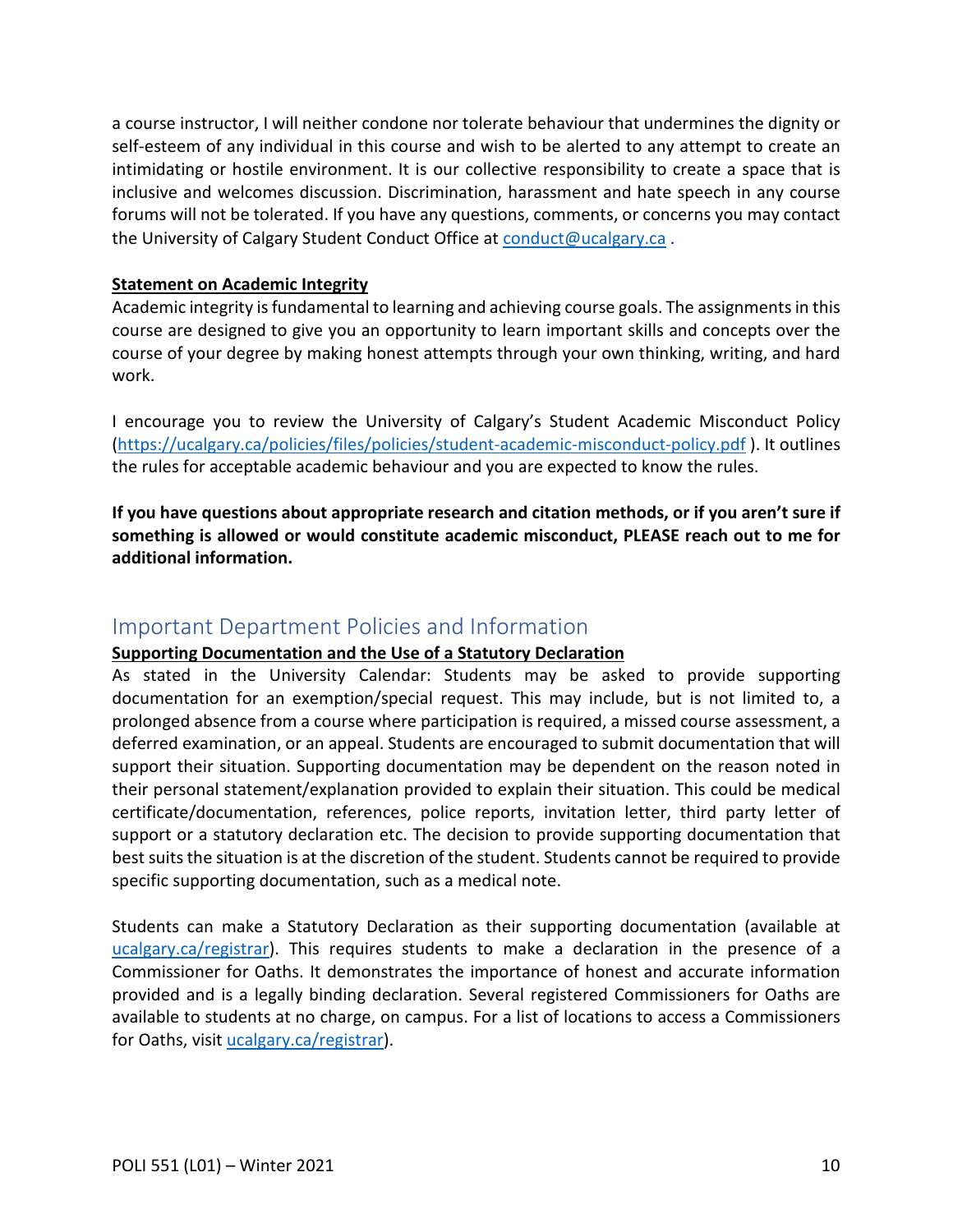a course instructor, I will neither condone nor tolerate behaviour that undermines the dignity or self-esteem of any individual in this course and wish to be alerted to any attempt to create an intimidating or hostile environment. It is our collective responsibility to create a space that is inclusive and welcomes discussion. Discrimination, harassment and hate speech in any course forums will not be tolerated. If you have any questions, comments, or concerns you may contact the University of Calgary Student Conduct Office at conduct@ucalgary.ca .

**Statement on Academic Integrity**

Academic integrity is fundamental to learning and achieving course goals. The assignments in this course are designed to give you an opportunity to learn important skills and concepts over the course of your degree by making honest attempts through your own thinking, writing, and hard work.

I encourage you to review the University of Calgary's Student Academic Misconduct Policy (https://ucalgary.ca/policies/files/policies/student-academic-misconduct-policy.pdf ). It outlines the rules for acceptable academic behaviour and you are expected to know the rules.

**If you have questions about appropriate research and citation methods, or if you aren't sure if something is allowed or would constitute academic misconduct, PLEASE reach out to me for additional information.**

## Important Department Policies and Information

**Supporting Documentation and the Use of a Statutory Declaration**

As stated in the University Calendar: Students may be asked to provide supporting documentation for an exemption/special request. This may include, but is not limited to, a prolonged absence from a course where participation is required, a missed course assessment, a deferred examination, or an appeal. Students are encouraged to submit documentation that will support their situation. Supporting documentation may be dependent on the reason noted in their personal statement/explanation provided to explain their situation. This could be medical certificate/documentation, references, police reports, invitation letter, third party letter of support or a statutory declaration etc. The decision to provide supporting documentation that best suits the situation is at the discretion of the student. Students cannot be required to provide specific supporting documentation, such as a medical note.

Students can make a Statutory Declaration as their supporting documentation (available at ucalgary.ca/registrar). This requires students to make a declaration in the presence of a Commissioner for Oaths. It demonstrates the importance of honest and accurate information provided and is a legally binding declaration. Several registered Commissioners for Oaths are available to students at no charge, on campus. For a list of locations to access a Commissioners for Oaths, visit ucalgary.ca/registrar).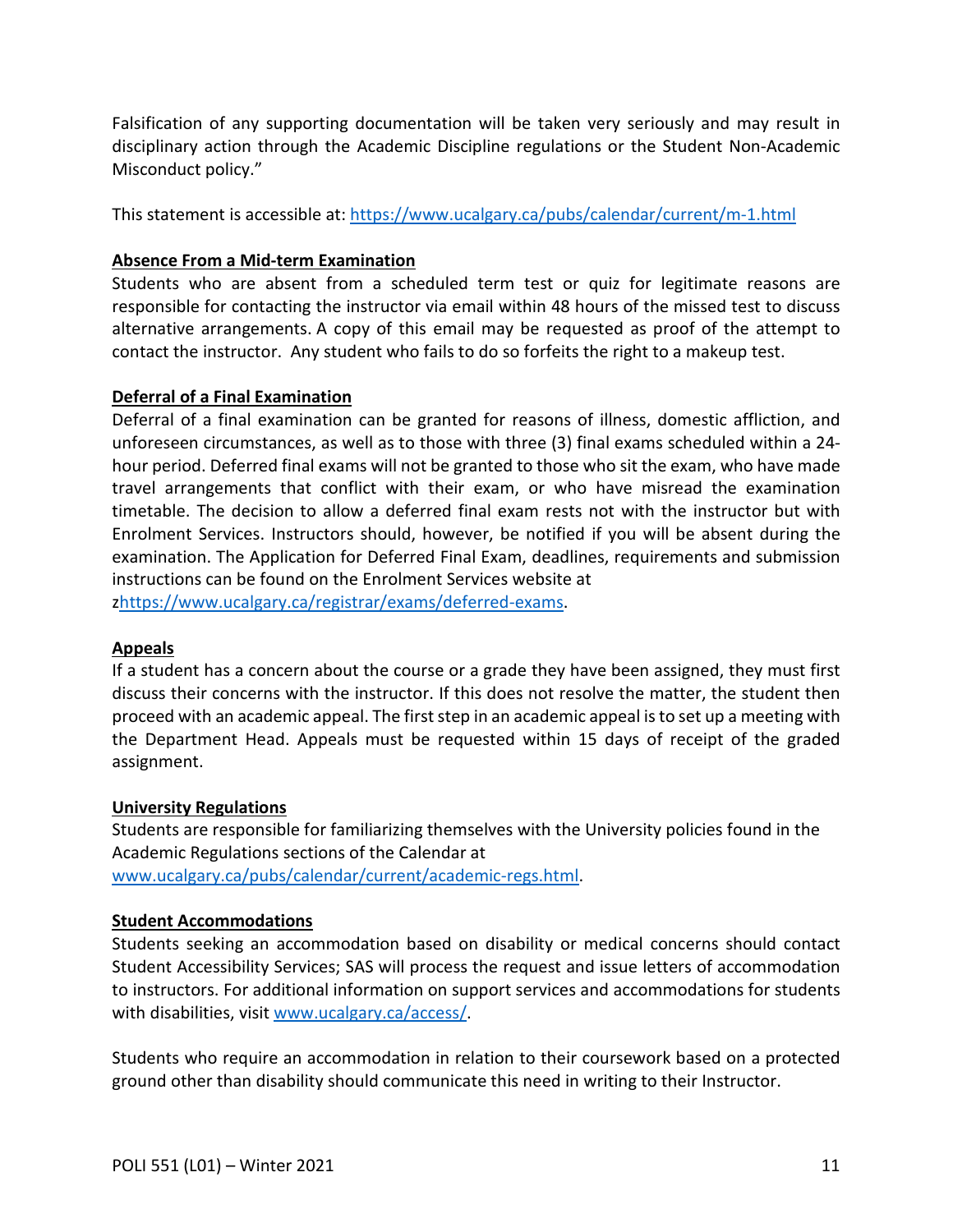Falsification of any supporting documentation will be taken very seriously and may result in disciplinary action through the Academic Discipline regulations or the Student Non-Academic Misconduct policy."

This statement is accessible at: https://www.ucalgary.ca/pubs/calendar/current/m-1.html

**Absence From a Mid-term Examination**

Students who are absent from a scheduled term test or quiz for legitimate reasons are responsible for contacting the instructor via email within 48 hours of the missed test to discuss alternative arrangements. A copy of this email may be requested as proof of the attempt to contact the instructor. Any student who fails to do so forfeits the right to a makeup test.

**Deferral of a Final Examination**

Deferral of a final examination can be granted for reasons of illness, domestic affliction, and unforeseen circumstances, as well as to those with three (3) final exams scheduled within a 24-hour period. Deferred final exams will not be granted to those who sit the exam, who have made travel arrangements that conflict with their exam, or who have misread the examination timetable. The decision to allow a deferred final exam rests not with the instructor but with Enrolment Services. Instructors should, however, be notified if you will be absent during the examination. The Application for Deferred Final Exam, deadlines, requirements and submission instructions can be found on the Enrolment Services website at zhttps://www.ucalgary.ca/registrar/exams/deferred-exams.

**Appeals**

If a student has a concern about the course or a grade they have been assigned, they must first discuss their concerns with the instructor. If this does not resolve the matter, the student then proceed with an academic appeal. The first step in an academic appeal is to set up a meeting with the Department Head. Appeals must be requested within 15 days of receipt of the graded assignment.

**University Regulations**

Students are responsible for familiarizing themselves with the University policies found in the Academic Regulations sections of the Calendar at www.ucalgary.ca/pubs/calendar/current/academic-regs.html.

**Student Accommodations**

Students seeking an accommodation based on disability or medical concerns should contact Student Accessibility Services; SAS will process the request and issue letters of accommodation to instructors. For additional information on support services and accommodations for students with disabilities, visit www.ucalgary.ca/access/.

Students who require an accommodation in relation to their coursework based on a protected ground other than disability should communicate this need in writing to their Instructor.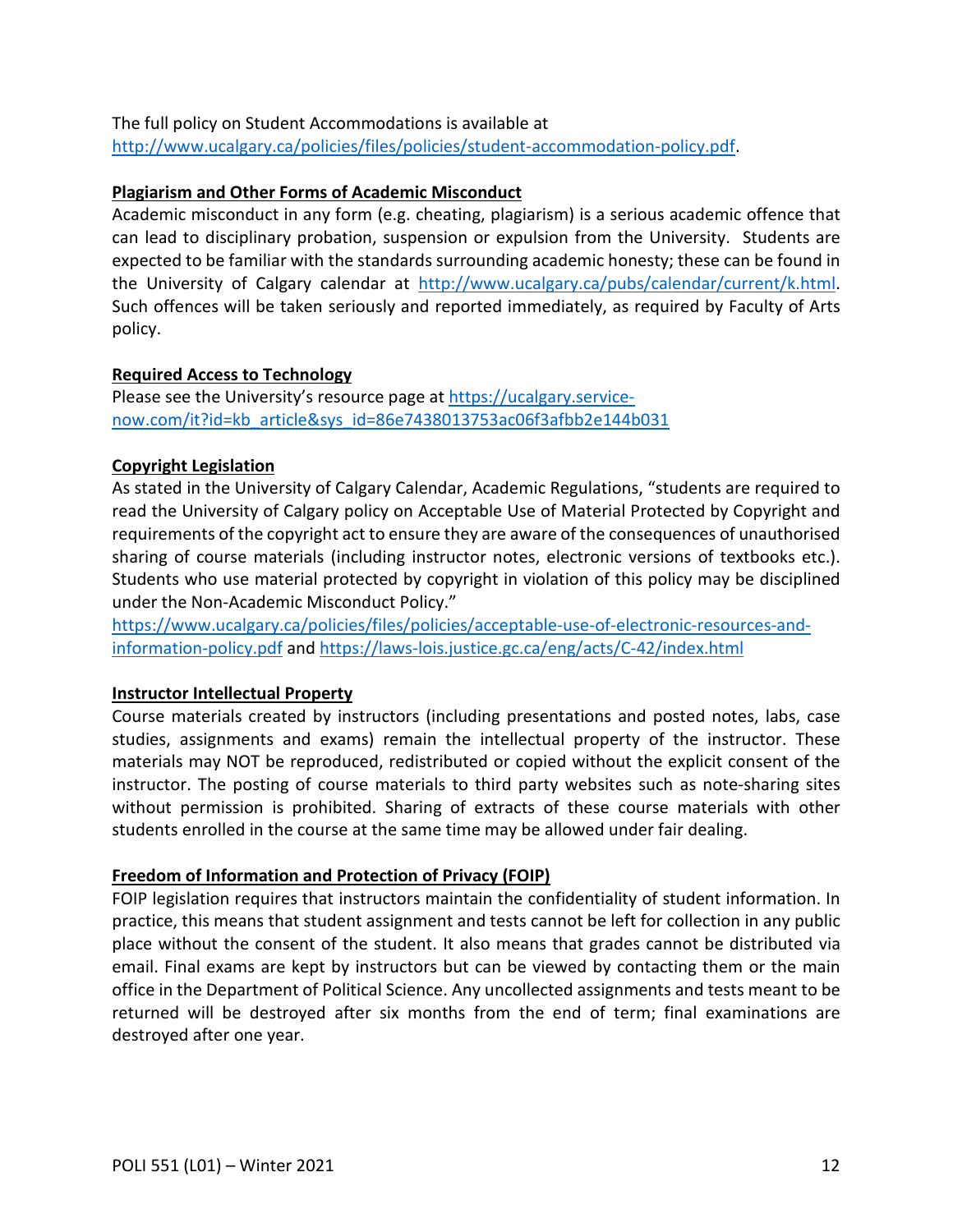The full policy on Student Accommodations is available at http://www.ucalgary.ca/policies/files/policies/student-accommodation-policy.pdf.

**Plagiarism and Other Forms of Academic Misconduct**

Academic misconduct in any form (e.g. cheating, plagiarism) is a serious academic offence that can lead to disciplinary probation, suspension or expulsion from the University. Students are expected to be familiar with the standards surrounding academic honesty; these can be found in the University of Calgary calendar at http://www.ucalgary.ca/pubs/calendar/current/k.html. Such offences will be taken seriously and reported immediately, as required by Faculty of Arts policy.

**Required Access to Technology**

Please see the University's resource page at https://ucalgary.service-now.com/it?id=kb_article&sys_id=86e7438013753ac06f3afbb2e144b031

**Copyright Legislation**

As stated in the University of Calgary Calendar, Academic Regulations, "students are required to read the University of Calgary policy on Acceptable Use of Material Protected by Copyright and requirements of the copyright act to ensure they are aware of the consequences of unauthorised sharing of course materials (including instructor notes, electronic versions of textbooks etc.). Students who use material protected by copyright in violation of this policy may be disciplined under the Non-Academic Misconduct Policy."

https://www.ucalgary.ca/policies/files/policies/acceptable-use-of-electronic-resources-and-information-policy.pdf and https://laws-lois.justice.gc.ca/eng/acts/C-42/index.html

**Instructor Intellectual Property**

Course materials created by instructors (including presentations and posted notes, labs, case studies, assignments and exams) remain the intellectual property of the instructor. These materials may NOT be reproduced, redistributed or copied without the explicit consent of the instructor. The posting of course materials to third party websites such as note-sharing sites without permission is prohibited. Sharing of extracts of these course materials with other students enrolled in the course at the same time may be allowed under fair dealing.

**Freedom of Information and Protection of Privacy (FOIP)**

FOIP legislation requires that instructors maintain the confidentiality of student information. In practice, this means that student assignment and tests cannot be left for collection in any public place without the consent of the student. It also means that grades cannot be distributed via email. Final exams are kept by instructors but can be viewed by contacting them or the main office in the Department of Political Science. Any uncollected assignments and tests meant to be returned will be destroyed after six months from the end of term; final examinations are destroyed after one year.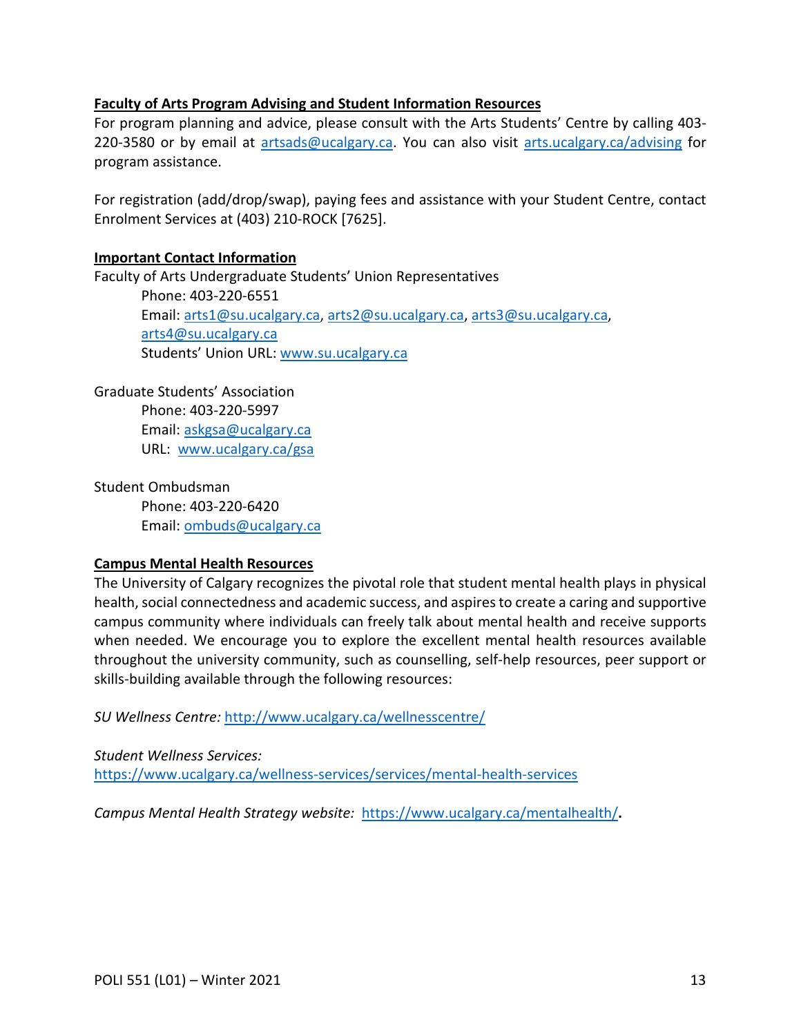**Faculty of Arts Program Advising and Student Information Resources**

For program planning and advice, please consult with the Arts Students' Centre by calling 403-220-3580 or by email at artsads@ucalgary.ca. You can also visit arts.ucalgary.ca/advising for program assistance.

For registration (add/drop/swap), paying fees and assistance with your Student Centre, contact Enrolment Services at (403) 210-ROCK [7625].

**Important Contact Information**

Faculty of Arts Undergraduate Students' Union Representatives

Phone: 403-220-6551
Email: arts1@su.ucalgary.ca, arts2@su.ucalgary.ca, arts3@su.ucalgary.ca, arts4@su.ucalgary.ca
Students' Union URL: www.su.ucalgary.ca

Graduate Students' Association

Phone: 403-220-5997
Email: askgsa@ucalgary.ca
URL: www.ucalgary.ca/gsa

Student Ombudsman

Phone: 403-220-6420
Email: ombuds@ucalgary.ca

**Campus Mental Health Resources**

The University of Calgary recognizes the pivotal role that student mental health plays in physical health, social connectedness and academic success, and aspires to create a caring and supportive campus community where individuals can freely talk about mental health and receive supports when needed. We encourage you to explore the excellent mental health resources available throughout the university community, such as counselling, self-help resources, peer support or skills-building available through the following resources:

*SU Wellness Centre:* http://www.ucalgary.ca/wellnesscentre/

*Student Wellness Services:* https://www.ucalgary.ca/wellness-services/services/mental-health-services

*Campus Mental Health Strategy website:* https://www.ucalgary.ca/mentalhealth/.